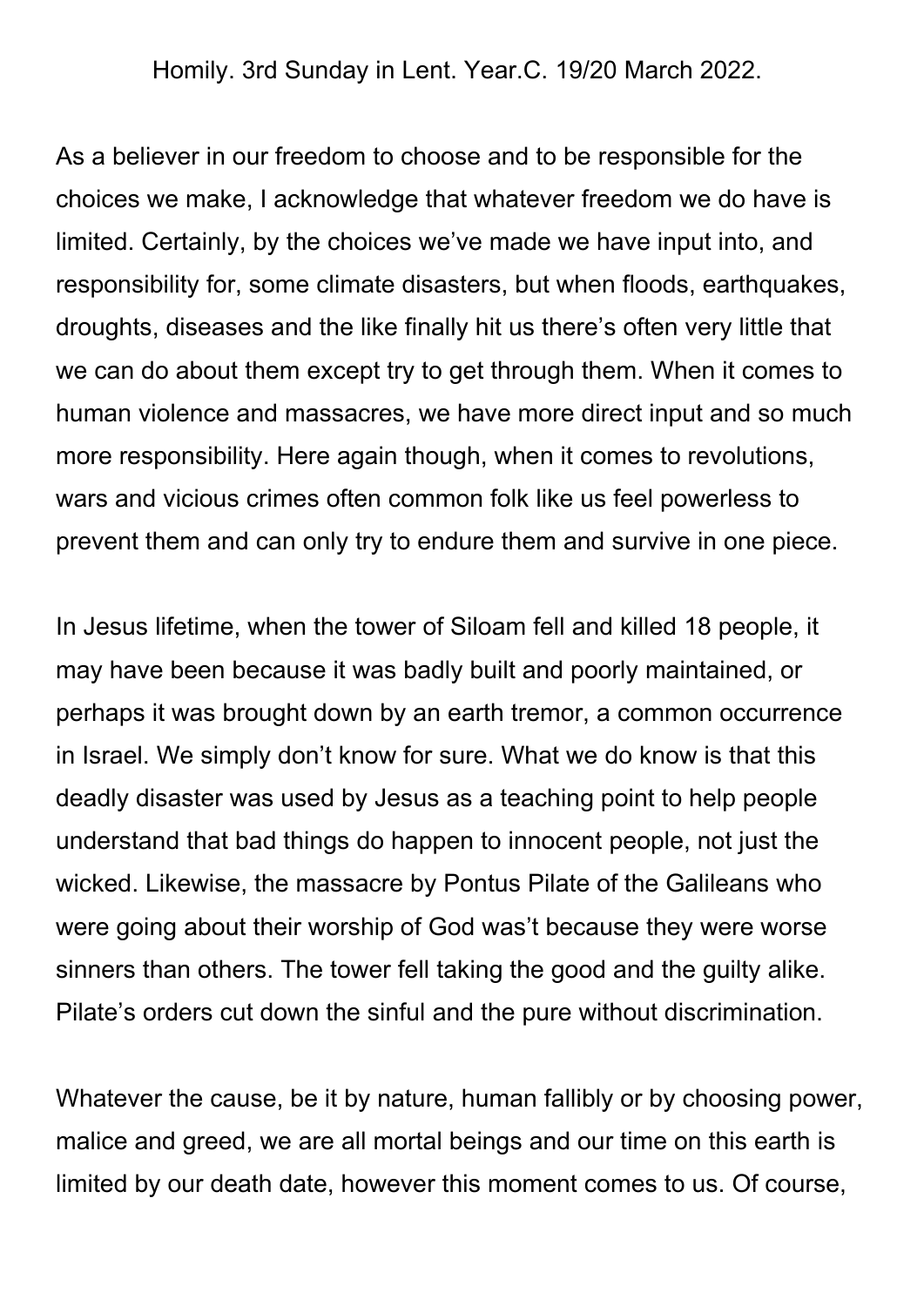Homily. 3rd Sunday in Lent. Year.C. 19/20 March 2022.

As a believer in our freedom to choose and to be responsible for the choices we make, I acknowledge that whatever freedom we do have is limited. Certainly, by the choices we've made we have input into, and responsibility for, some climate disasters, but when floods, earthquakes, droughts, diseases and the like finally hit us there's often very little that we can do about them except try to get through them. When it comes to human violence and massacres, we have more direct input and so much more responsibility. Here again though, when it comes to revolutions, wars and vicious crimes often common folk like us feel powerless to prevent them and can only try to endure them and survive in one piece.

In Jesus lifetime, when the tower of Siloam fell and killed 18 people, it may have been because it was badly built and poorly maintained, or perhaps it was brought down by an earth tremor, a common occurrence in Israel. We simply don't know for sure. What we do know is that this deadly disaster was used by Jesus as a teaching point to help people understand that bad things do happen to innocent people, not just the wicked. Likewise, the massacre by Pontus Pilate of the Galileans who were going about their worship of God was't because they were worse sinners than others. The tower fell taking the good and the guilty alike. Pilate's orders cut down the sinful and the pure without discrimination.

Whatever the cause, be it by nature, human fallibly or by choosing power, malice and greed, we are all mortal beings and our time on this earth is limited by our death date, however this moment comes to us. Of course,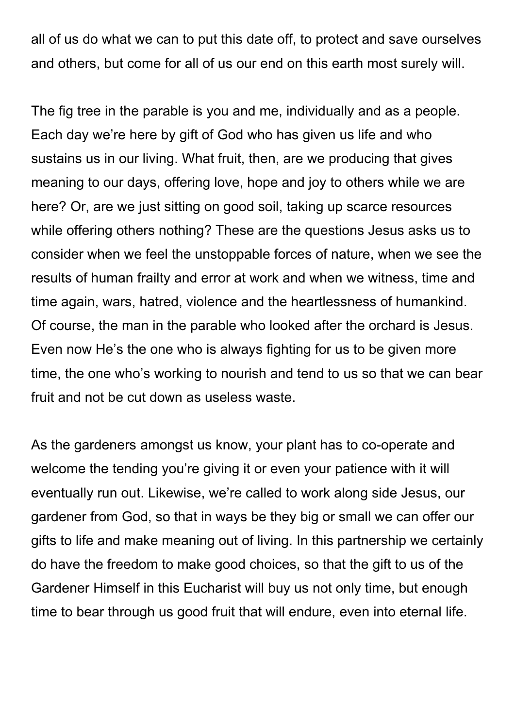all of us do what we can to put this date off, to protect and save ourselves and others, but come for all of us our end on this earth most surely will.

The fig tree in the parable is you and me, individually and as a people. Each day we're here by gift of God who has given us life and who sustains us in our living. What fruit, then, are we producing that gives meaning to our days, offering love, hope and joy to others while we are here? Or, are we just sitting on good soil, taking up scarce resources while offering others nothing? These are the questions Jesus asks us to consider when we feel the unstoppable forces of nature, when we see the results of human frailty and error at work and when we witness, time and time again, wars, hatred, violence and the heartlessness of humankind. Of course, the man in the parable who looked after the orchard is Jesus. Even now He's the one who is always fighting for us to be given more time, the one who's working to nourish and tend to us so that we can bear fruit and not be cut down as useless waste.

As the gardeners amongst us know, your plant has to co-operate and welcome the tending you're giving it or even your patience with it will eventually run out. Likewise, we're called to work along side Jesus, our gardener from God, so that in ways be they big or small we can offer our gifts to life and make meaning out of living. In this partnership we certainly do have the freedom to make good choices, so that the gift to us of the Gardener Himself in this Eucharist will buy us not only time, but enough time to bear through us good fruit that will endure, even into eternal life.